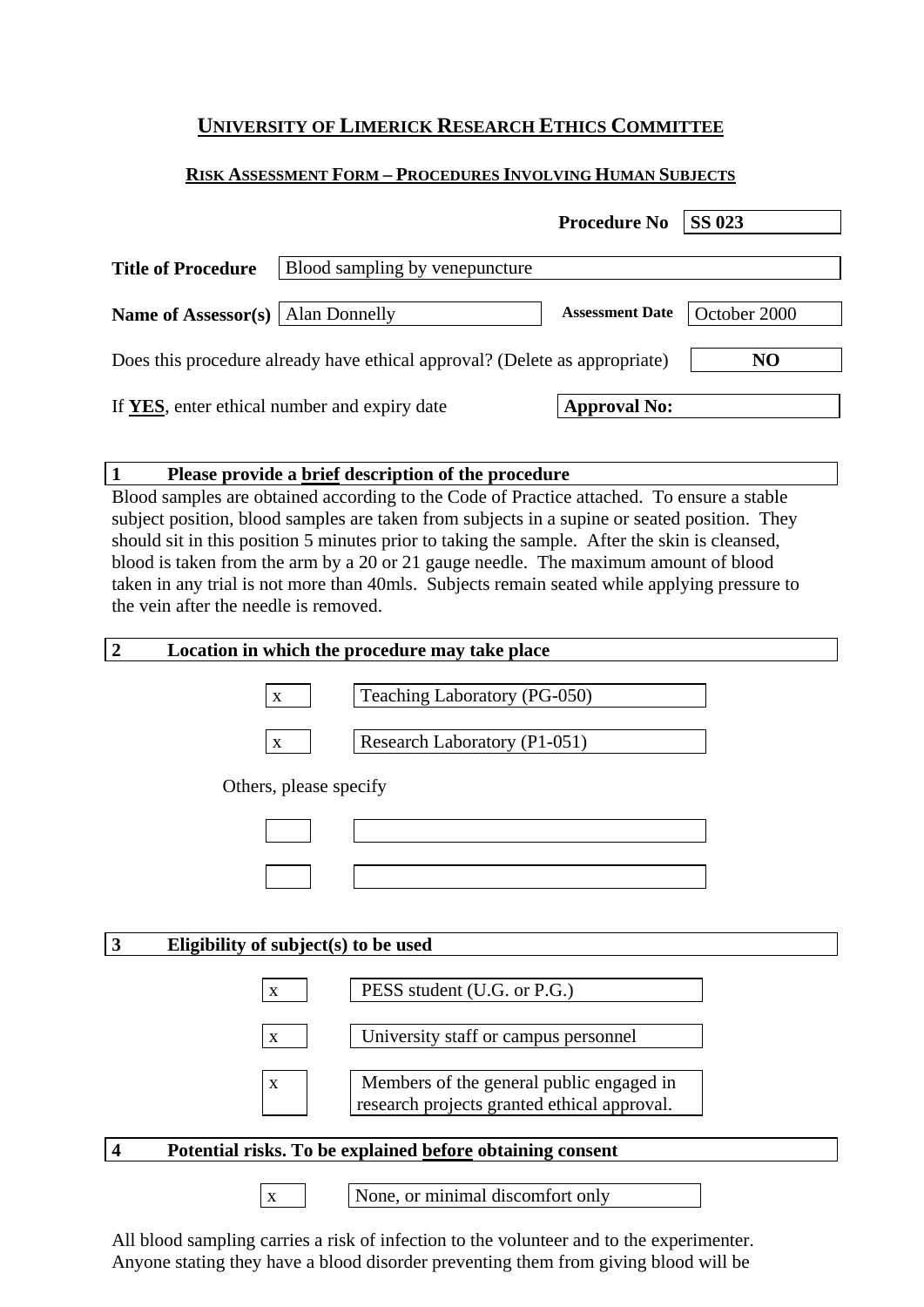# UNIVERSITY OF LIMERICK RESEARCH ETHICS COMMITTEE

## RISK ASSESSMENT FORM – PROCEDURES INVOLVING HUMAN SUBJECTS

**Procedure No** | **SS 023**

**Title of Procedure**: Blood sampling by venepuncture

**Name of Assessor(s)**: Alan Donnelly | **Assessment Date**: October 2000

Does this procedure already have ethical approval? (Delete as appropriate) | **NO**

If **YES**, enter ethical number and expiry date | **Approval No:**

### 1 Please provide a brief description of the procedure

Blood samples are obtained according to the Code of Practice attached. To ensure a stable subject position, blood samples are taken from subjects in a supine or seated position. They should sit in this position 5 minutes prior to taking the sample. After the skin is cleansed, blood is taken from the arm by a 20 or 21 gauge needle. The maximum amount of blood taken in any trial is not more than 40mls. Subjects remain seated while applying pressure to the vein after the needle is removed.

### 2 Location in which the procedure may take place

| | |
|---|---|
| x | Teaching Laboratory (PG-050) |
| x | Research Laboratory (P1-051) |

Others, please specify

| | |
|---|---|
| | |
| | |

### 3 Eligibility of subject(s) to be used

| | |
|---|---|
| x | PESS student (U.G. or P.G.) |
| x | University staff or campus personnel |
| x | Members of the general public engaged in research projects granted ethical approval. |

### 4 Potential risks. To be explained before obtaining consent

| | |
|---|---|
| x | None, or minimal discomfort only |

All blood sampling carries a risk of infection to the volunteer and to the experimenter. Anyone stating they have a blood disorder preventing them from giving blood will be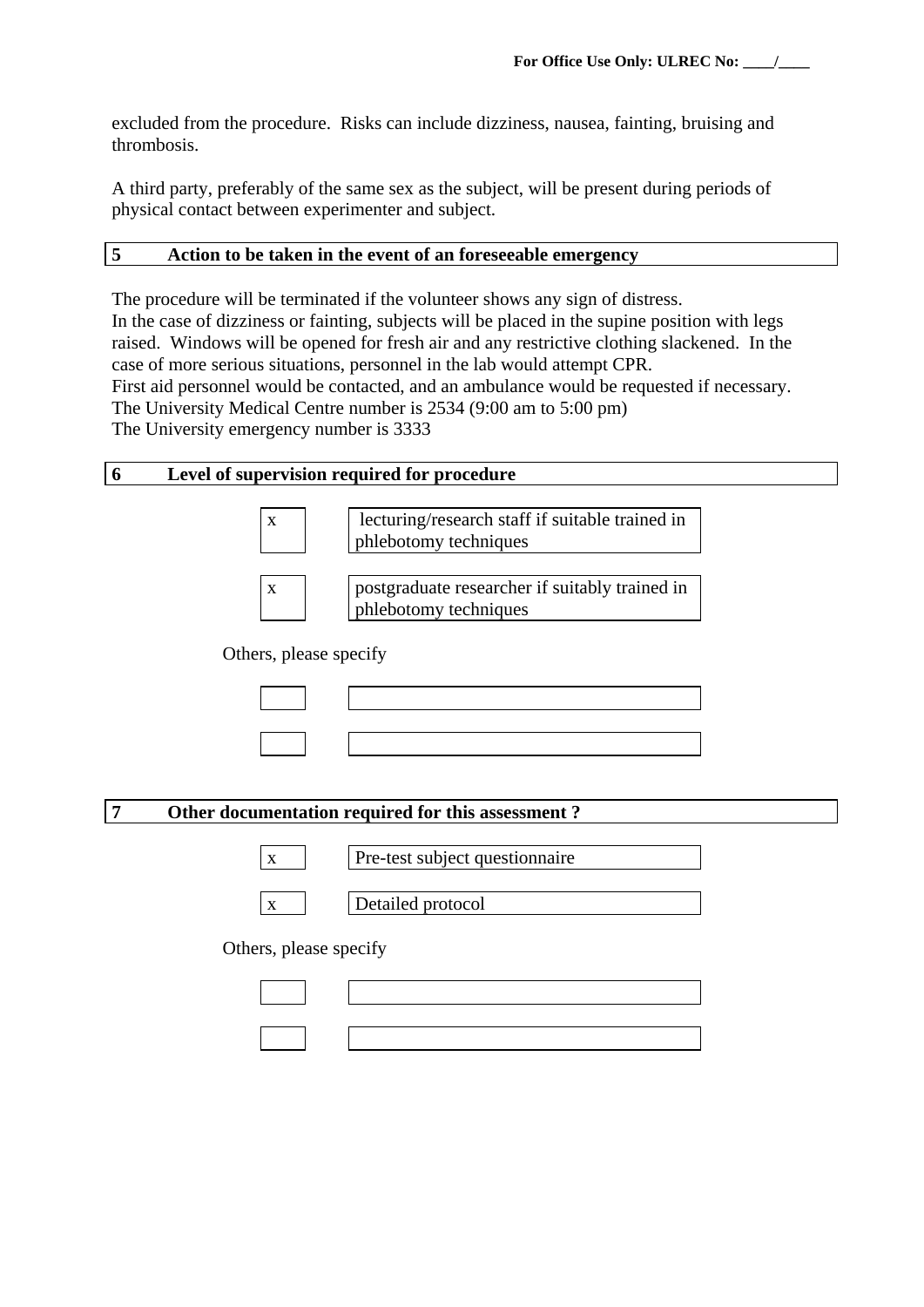excluded from the procedure. Risks can include dizziness, nausea, fainting, bruising and thrombosis.

A third party, preferably of the same sex as the subject, will be present during periods of physical contact between experimenter and subject.

## 5 Action to be taken in the event of an foreseeable emergency

The procedure will be terminated if the volunteer shows any sign of distress.
In the case of dizziness or fainting, subjects will be placed in the supine position with legs raised. Windows will be opened for fresh air and any restrictive clothing slackened. In the case of more serious situations, personnel in the lab would attempt CPR.
First aid personnel would be contacted, and an ambulance would be requested if necessary.
The University Medical Centre number is 2534 (9:00 am to 5:00 pm)
The University emergency number is 3333

## 6 Level of supervision required for procedure

| | |
|---|---|
| x | lecturing/research staff if suitable trained in phlebotomy techniques |
| x | postgraduate researcher if suitably trained in phlebotomy techniques |

Others, please specify

| | |
|---|---|
| | |
| | |

## 7 Other documentation required for this assessment ?

| | |
|---|---|
| x | Pre-test subject questionnaire |
| x | Detailed protocol |

Others, please specify

| | |
|---|---|
| | |
| | |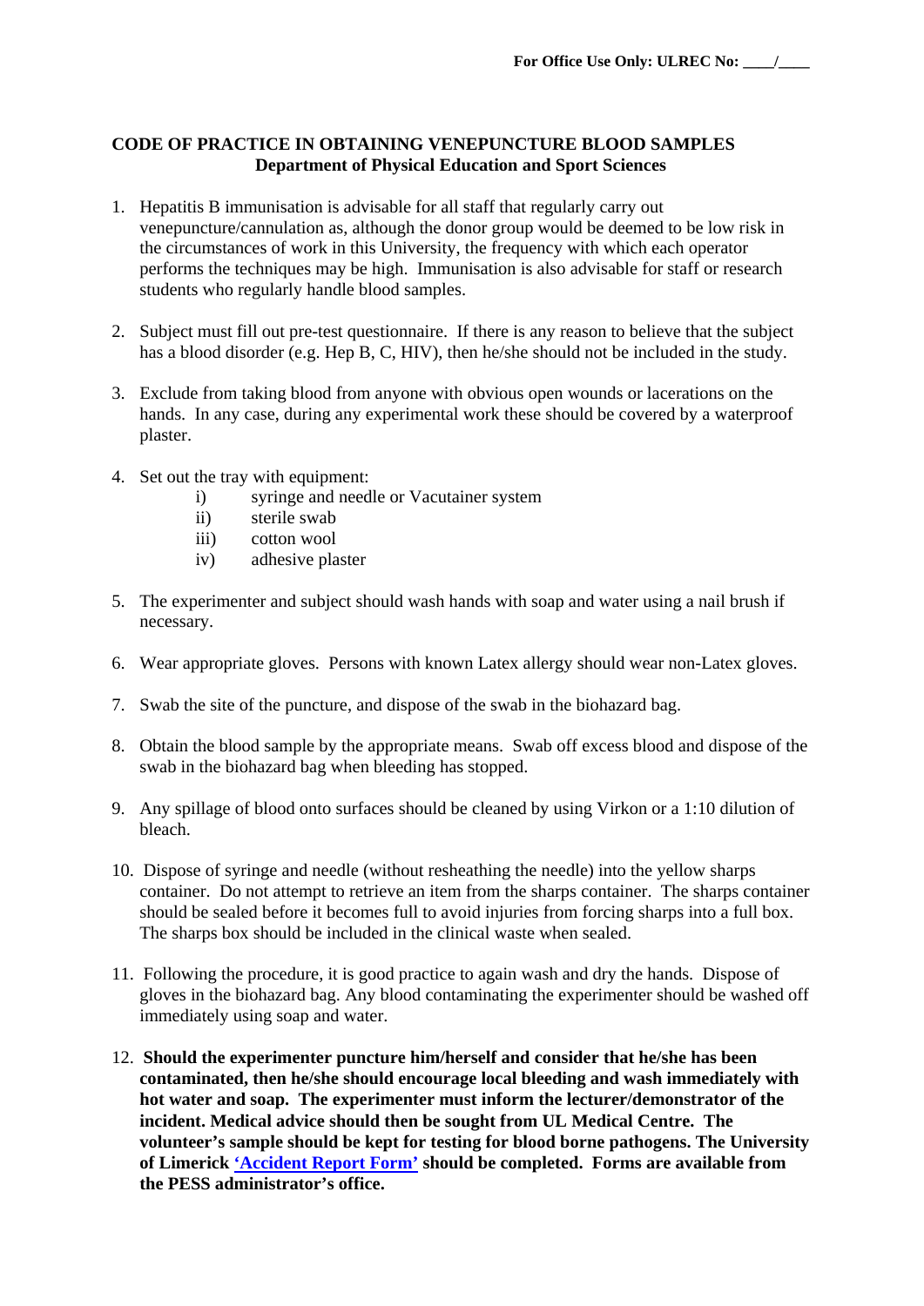For Office Use Only: ULREC No: ____/____

**CODE OF PRACTICE IN OBTAINING VENEPUNCTURE BLOOD SAMPLES**
**Department of Physical Education and Sport Sciences**

1. Hepatitis B immunisation is advisable for all staff that regularly carry out venepuncture/cannulation as, although the donor group would be deemed to be low risk in the circumstances of work in this University, the frequency with which each operator performs the techniques may be high. Immunisation is also advisable for staff or research students who regularly handle blood samples.

2. Subject must fill out pre-test questionnaire. If there is any reason to believe that the subject has a blood disorder (e.g. Hep B, C, HIV), then he/she should not be included in the study.

3. Exclude from taking blood from anyone with obvious open wounds or lacerations on the hands. In any case, during any experimental work these should be covered by a waterproof plaster.

4. Set out the tray with equipment:
   i) syringe and needle or Vacutainer system
   ii) sterile swab
   iii) cotton wool
   iv) adhesive plaster

5. The experimenter and subject should wash hands with soap and water using a nail brush if necessary.

6. Wear appropriate gloves. Persons with known Latex allergy should wear non-Latex gloves.

7. Swab the site of the puncture, and dispose of the swab in the biohazard bag.

8. Obtain the blood sample by the appropriate means. Swab off excess blood and dispose of the swab in the biohazard bag when bleeding has stopped.

9. Any spillage of blood onto surfaces should be cleaned by using Virkon or a 1:10 dilution of bleach.

10. Dispose of syringe and needle (without resheathing the needle) into the yellow sharps container. Do not attempt to retrieve an item from the sharps container. The sharps container should be sealed before it becomes full to avoid injuries from forcing sharps into a full box. The sharps box should be included in the clinical waste when sealed.

11. Following the procedure, it is good practice to again wash and dry the hands. Dispose of gloves in the biohazard bag. Any blood contaminating the experimenter should be washed off immediately using soap and water.

12. **Should the experimenter puncture him/herself and consider that he/she has been contaminated, then he/she should encourage local bleeding and wash immediately with hot water and soap. The experimenter must inform the lecturer/demonstrator of the incident. Medical advice should then be sought from UL Medical Centre. The volunteer's sample should be kept for testing for blood borne pathogens. The University of Limerick 'Accident Report Form' should be completed. Forms are available from the PESS administrator's office.**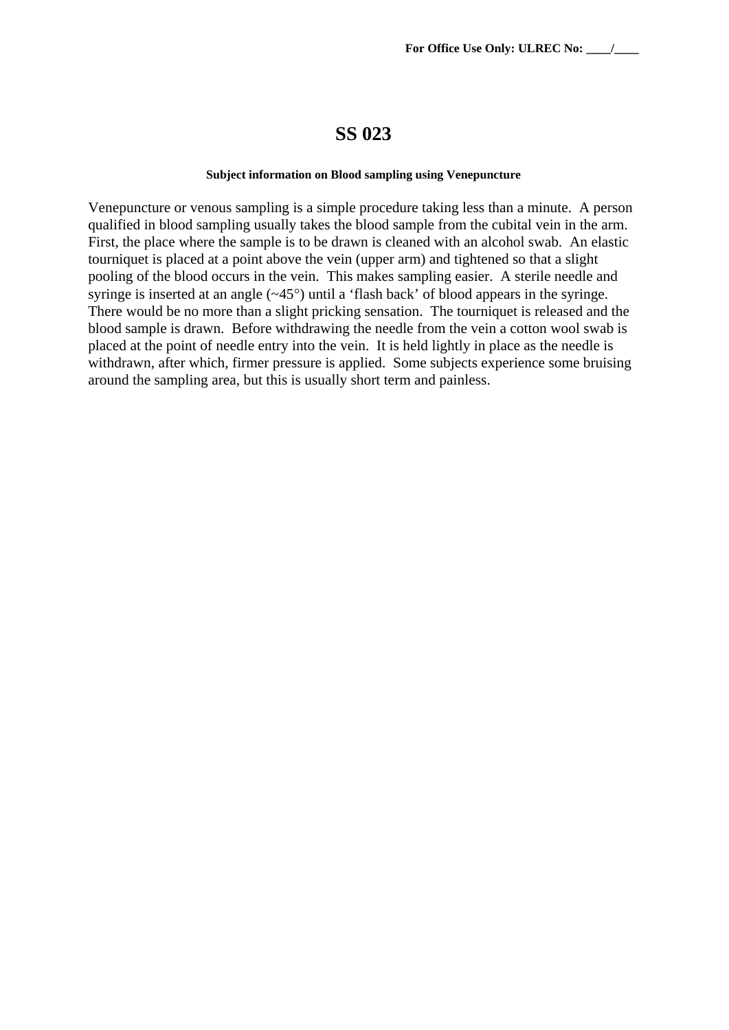**For Office Use Only: ULREC No: \_\_\_\_/\_\_\_\_**

# SS 023

**Subject information on Blood sampling using Venepuncture**

Venepuncture or venous sampling is a simple procedure taking less than a minute. A person qualified in blood sampling usually takes the blood sample from the cubital vein in the arm. First, the place where the sample is to be drawn is cleaned with an alcohol swab. An elastic tourniquet is placed at a point above the vein (upper arm) and tightened so that a slight pooling of the blood occurs in the vein. This makes sampling easier. A sterile needle and syringe is inserted at an angle (~45°) until a 'flash back' of blood appears in the syringe. There would be no more than a slight pricking sensation. The tourniquet is released and the blood sample is drawn. Before withdrawing the needle from the vein a cotton wool swab is placed at the point of needle entry into the vein. It is held lightly in place as the needle is withdrawn, after which, firmer pressure is applied. Some subjects experience some bruising around the sampling area, but this is usually short term and painless.